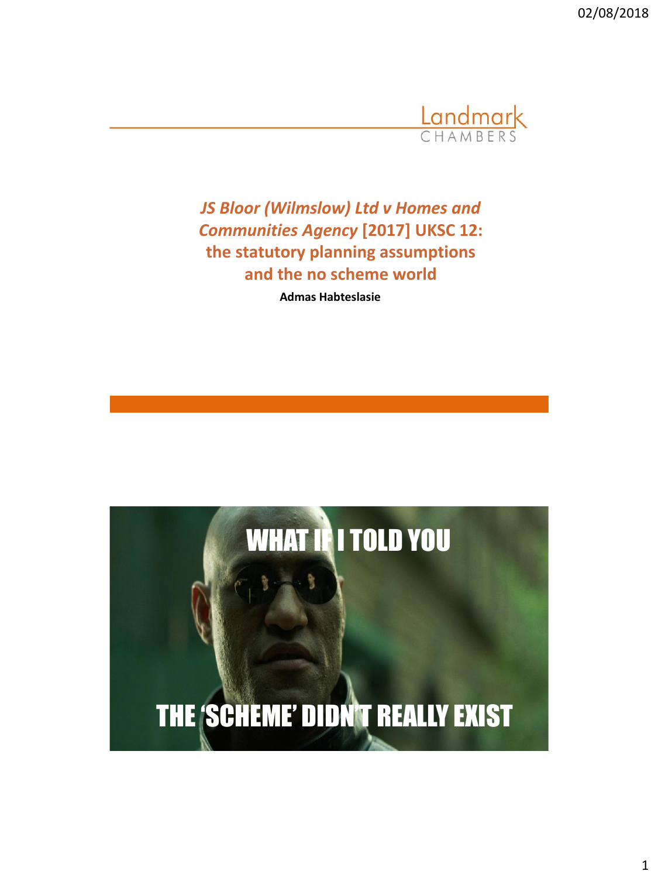# *JS Bloor (Wilmslow) Ltd v Homes and Communities Agency* [2017] UKSC 12: the statutory planning assumptions and the no scheme world

**Admas Habteslasie**

WHAT IF I TOLD YOU

THE 'SCHEME' DIDN'T REALLY EXIST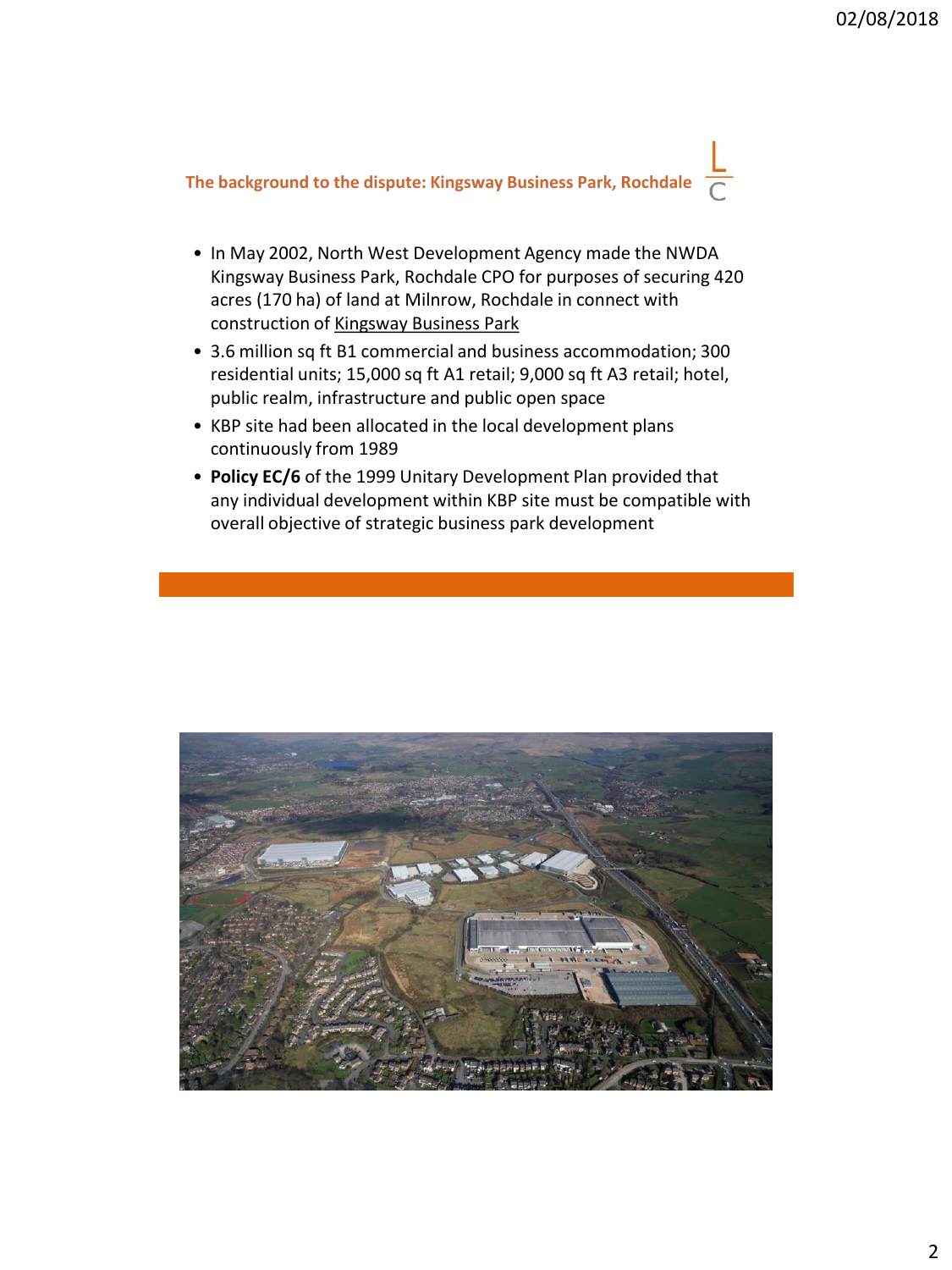## The background to the dispute: Kingsway Business Park, Rochdale

- In May 2002, North West Development Agency made the NWDA Kingsway Business Park, Rochdale CPO for purposes of securing 420 acres (170 ha) of land at Milnrow, Rochdale in connect with construction of Kingsway Business Park
- 3.6 million sq ft B1 commercial and business accommodation; 300 residential units; 15,000 sq ft A1 retail; 9,000 sq ft A3 retail; hotel, public realm, infrastructure and public open space
- KBP site had been allocated in the local development plans continuously from 1989
- **Policy EC/6** of the 1999 Unitary Development Plan provided that any individual development within KBP site must be compatible with overall objective of strategic business park development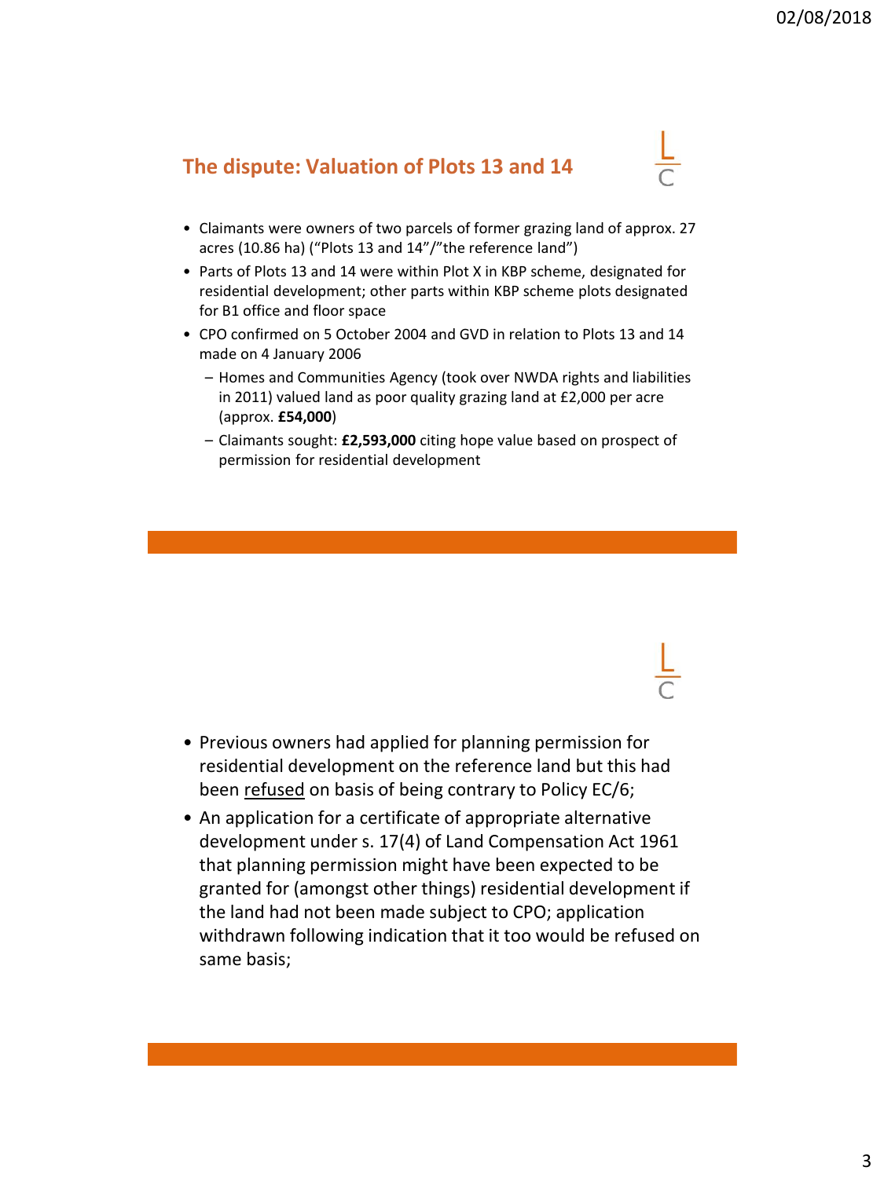## The dispute: Valuation of Plots 13 and 14

- Claimants were owners of two parcels of former grazing land of approx. 27 acres (10.86 ha) ("Plots 13 and 14"/"the reference land")
- Parts of Plots 13 and 14 were within Plot X in KBP scheme, designated for residential development; other parts within KBP scheme plots designated for B1 office and floor space
- CPO confirmed on 5 October 2004 and GVD in relation to Plots 13 and 14 made on 4 January 2006
  - Homes and Communities Agency (took over NWDA rights and liabilities in 2011) valued land as poor quality grazing land at £2,000 per acre (approx. **£54,000**)
  - Claimants sought: **£2,593,000** citing hope value based on prospect of permission for residential development

---

- Previous owners had applied for planning permission for residential development on the reference land but this had been refused on basis of being contrary to Policy EC/6;
- An application for a certificate of appropriate alternative development under s. 17(4) of Land Compensation Act 1961 that planning permission might have been expected to be granted for (amongst other things) residential development if the land had not been made subject to CPO; application withdrawn following indication that it too would be refused on same basis;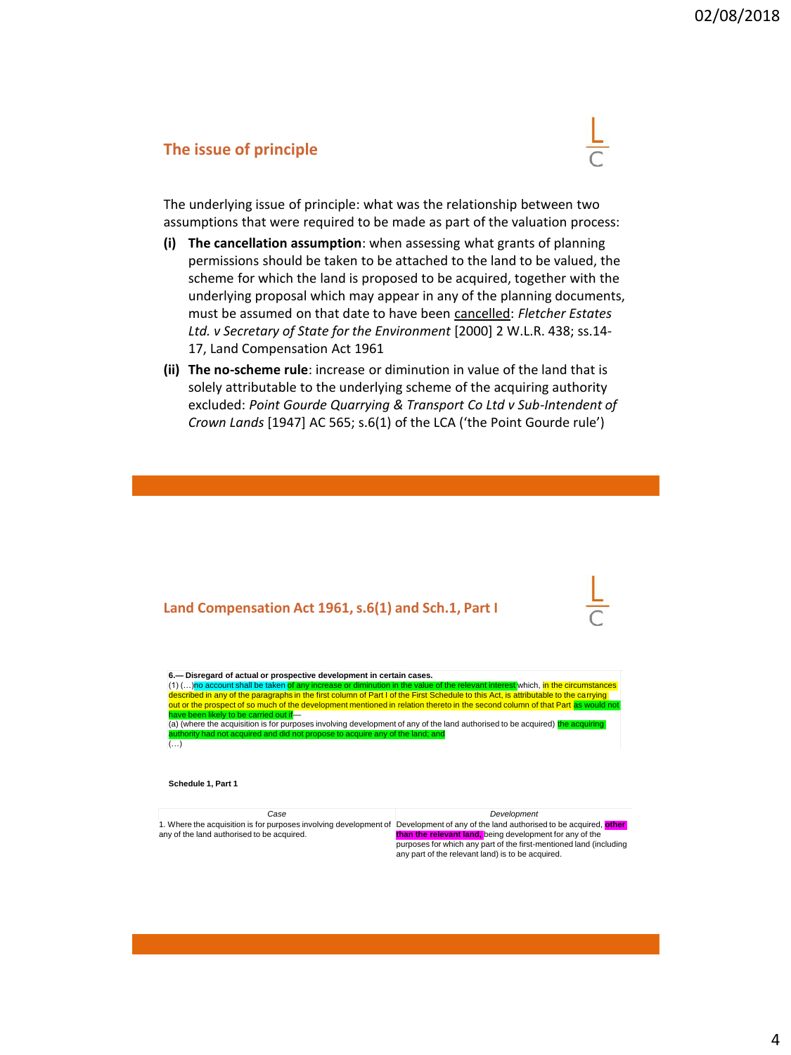## The issue of principle

The underlying issue of principle: what was the relationship between two assumptions that were required to be made as part of the valuation process:

**(i) The cancellation assumption**: when assessing what grants of planning permissions should be taken to be attached to the land to be valued, the scheme for which the land is proposed to be acquired, together with the underlying proposal which may appear in any of the planning documents, must be assumed on that date to have been cancelled: *Fletcher Estates Ltd. v Secretary of State for the Environment* [2000] 2 W.L.R. 438; ss.14-17, Land Compensation Act 1961

**(ii) The no-scheme rule**: increase or diminution in value of the land that is solely attributable to the underlying scheme of the acquiring authority excluded: *Point Gourde Quarrying & Transport Co Ltd v Sub-Intendent of Crown Lands* [1947] AC 565; s.6(1) of the LCA ('the Point Gourde rule')

## Land Compensation Act 1961, s.6(1) and Sch.1, Part I

**6.— Disregard of actual or prospective development in certain cases.**

(1) (…)no account shall be taken of any increase or diminution in the value of the relevant interest which, in the circumstances described in any of the paragraphs in the first column of Part I of the First Schedule to this Act, is attributable to the carrying out or the prospect of so much of the development mentioned in relation thereto in the second column of that Part as would not have been likely to be carried out if—

(a) (where the acquisition is for purposes involving development of any of the land authorised to be acquired) the acquiring authority had not acquired and did not propose to acquire any of the land; and

(…)

**Schedule 1, Part 1**

| *Case* | *Development* |
|---|---|
| 1. Where the acquisition is for purposes involving development of any of the land authorised to be acquired. | Development of any of the land authorised to be acquired, other than the relevant land, being development for any of the purposes for which any part of the first-mentioned land (including any part of the relevant land) is to be acquired. |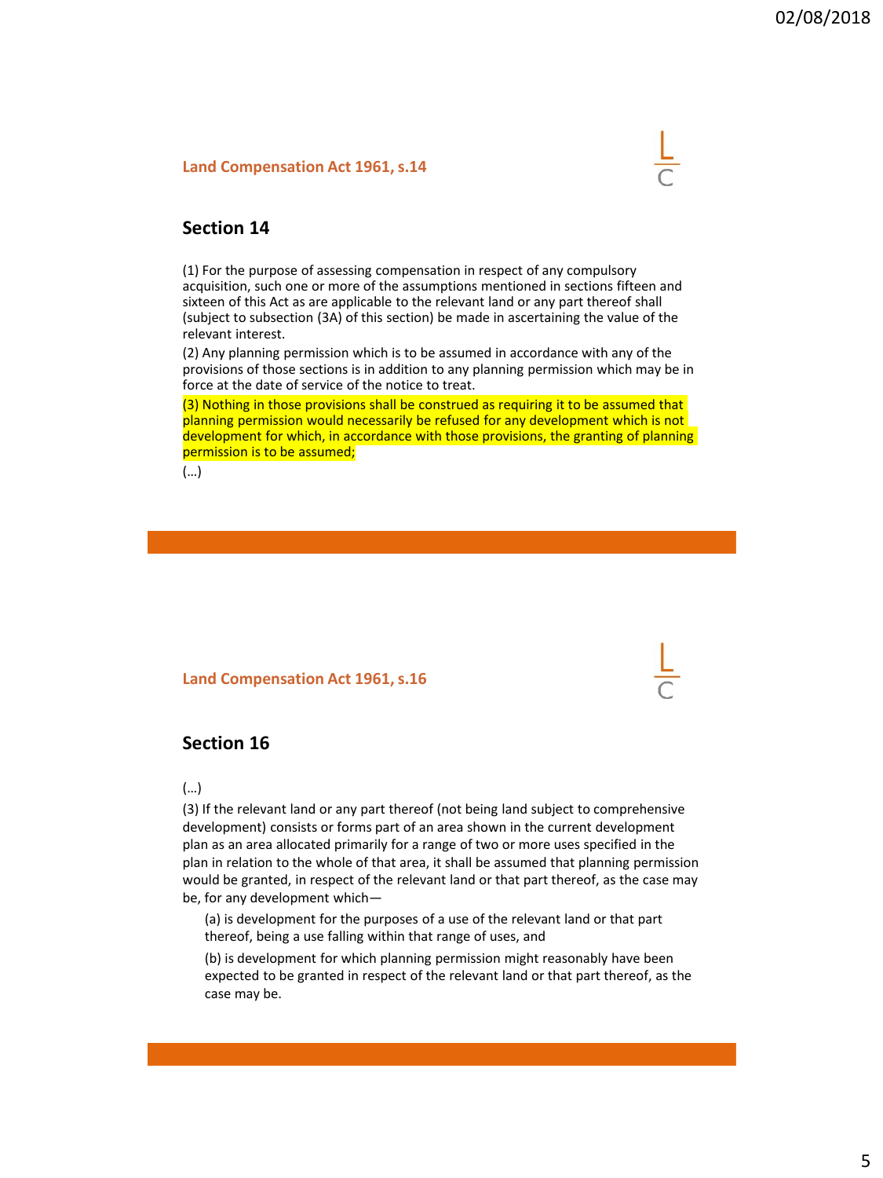## Land Compensation Act 1961, s.14

### Section 14

(1) For the purpose of assessing compensation in respect of any compulsory acquisition, such one or more of the assumptions mentioned in sections fifteen and sixteen of this Act as are applicable to the relevant land or any part thereof shall (subject to subsection (3A) of this section) be made in ascertaining the value of the relevant interest.

(2) Any planning permission which is to be assumed in accordance with any of the provisions of those sections is in addition to any planning permission which may be in force at the date of service of the notice to treat.

(3) Nothing in those provisions shall be construed as requiring it to be assumed that planning permission would necessarily be refused for any development which is not development for which, in accordance with those provisions, the granting of planning permission is to be assumed;

(…)

## Land Compensation Act 1961, s.16

### Section 16

(…)

(3) If the relevant land or any part thereof (not being land subject to comprehensive development) consists or forms part of an area shown in the current development plan as an area allocated primarily for a range of two or more uses specified in the plan in relation to the whole of that area, it shall be assumed that planning permission would be granted, in respect of the relevant land or that part thereof, as the case may be, for any development which—

(a) is development for the purposes of a use of the relevant land or that part thereof, being a use falling within that range of uses, and

(b) is development for which planning permission might reasonably have been expected to be granted in respect of the relevant land or that part thereof, as the case may be.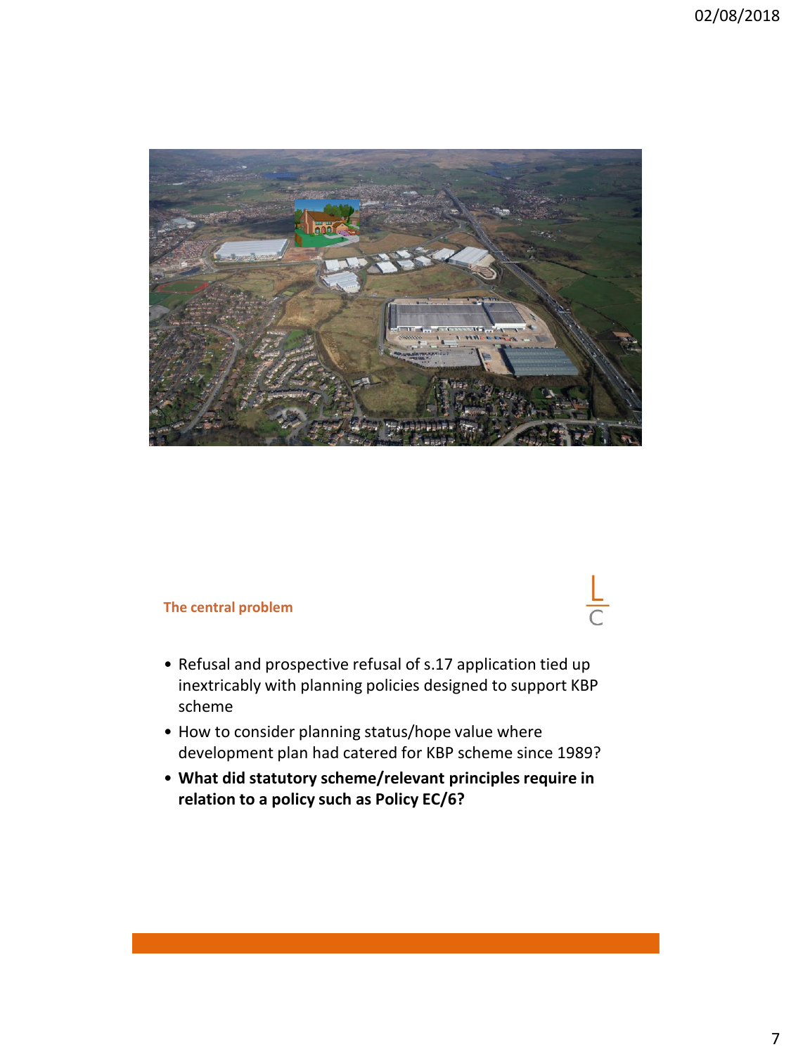## The central problem

- Refusal and prospective refusal of s.17 application tied up inextricably with planning policies designed to support KBP scheme
- How to consider planning status/hope value where development plan had catered for KBP scheme since 1989?
- **What did statutory scheme/relevant principles require in relation to a policy such as Policy EC/6?**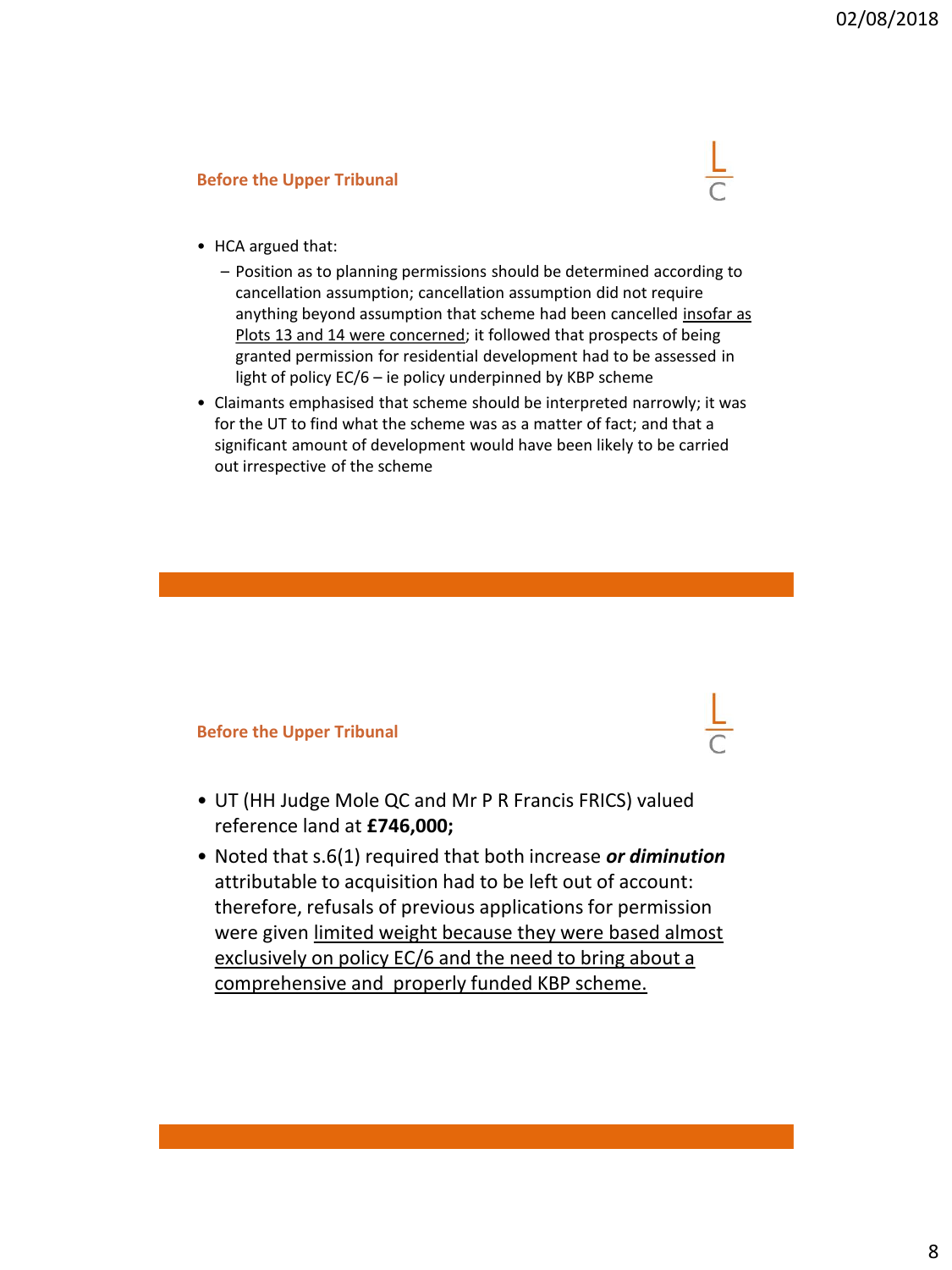## Before the Upper Tribunal

- HCA argued that:
  - Position as to planning permissions should be determined according to cancellation assumption; cancellation assumption did not require anything beyond assumption that scheme had been cancelled <u>insofar as Plots 13 and 14 were concerned</u>; it followed that prospects of being granted permission for residential development had to be assessed in light of policy EC/6 – ie policy underpinned by KBP scheme
- Claimants emphasised that scheme should be interpreted narrowly; it was for the UT to find what the scheme was as a matter of fact; and that a significant amount of development would have been likely to be carried out irrespective of the scheme

## Before the Upper Tribunal

- UT (HH Judge Mole QC and Mr P R Francis FRICS) valued reference land at **£746,000;**
- Noted that s.6(1) required that both increase ***or diminution*** attributable to acquisition had to be left out of account: therefore, refusals of previous applications for permission were given <u>limited weight because they were based almost exclusively on policy EC/6 and the need to bring about a comprehensive and properly funded KBP scheme.</u>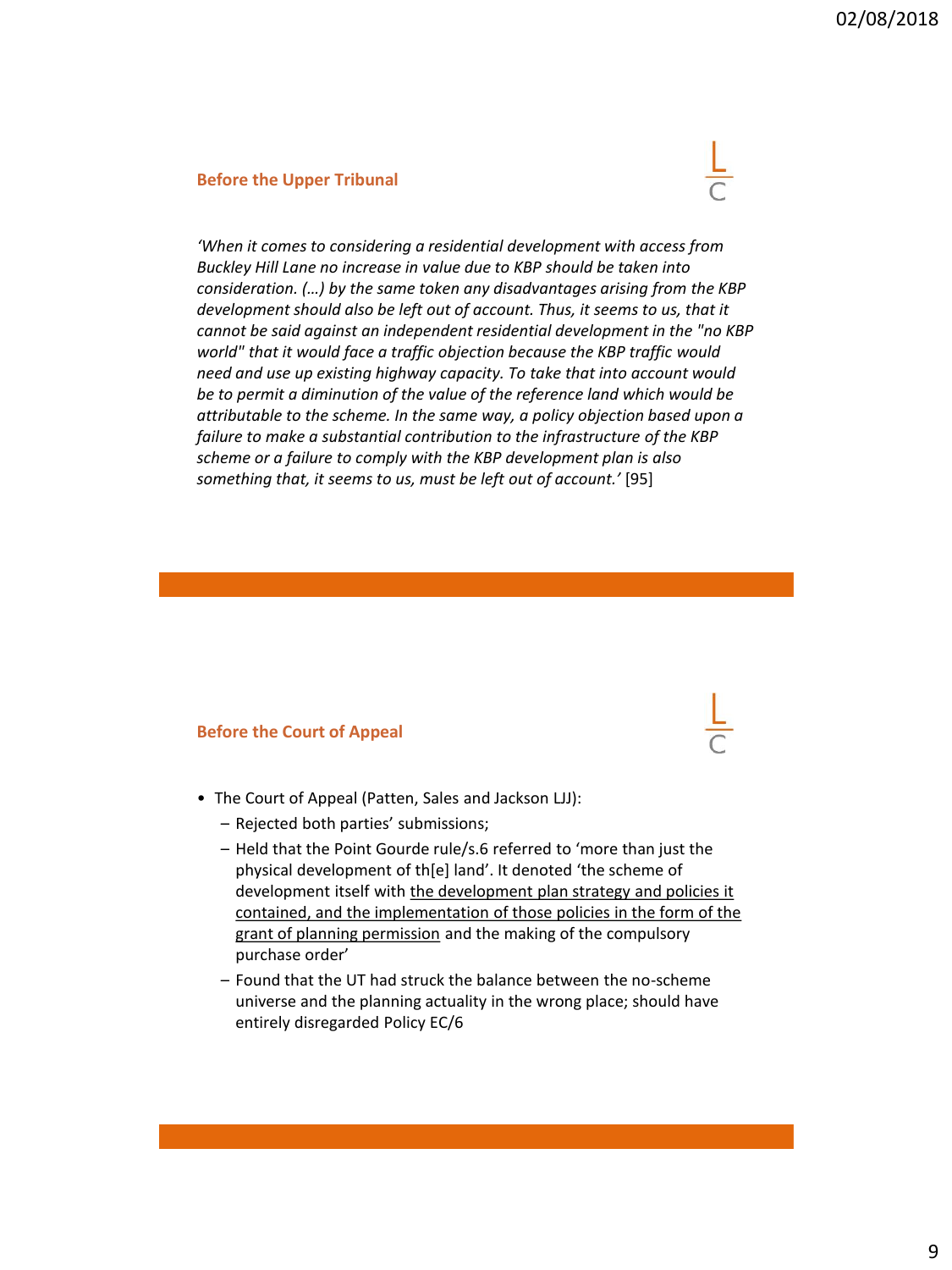## Before the Upper Tribunal

*'When it comes to considering a residential development with access from Buckley Hill Lane no increase in value due to KBP should be taken into consideration. (…) by the same token any disadvantages arising from the KBP development should also be left out of account. Thus, it seems to us, that it cannot be said against an independent residential development in the "no KBP world" that it would face a traffic objection because the KBP traffic would need and use up existing highway capacity. To take that into account would be to permit a diminution of the value of the reference land which would be attributable to the scheme. In the same way, a policy objection based upon a failure to make a substantial contribution to the infrastructure of the KBP scheme or a failure to comply with the KBP development plan is also something that, it seems to us, must be left out of account.'* [95]

## Before the Court of Appeal

- The Court of Appeal (Patten, Sales and Jackson LJJ):
  - Rejected both parties' submissions;
  - Held that the Point Gourde rule/s.6 referred to 'more than just the physical development of th[e] land'. It denoted 'the scheme of development itself with <u>the development plan strategy and policies it contained, and the implementation of those policies in the form of the grant of planning permission</u> and the making of the compulsory purchase order'
  - Found that the UT had struck the balance between the no-scheme universe and the planning actuality in the wrong place; should have entirely disregarded Policy EC/6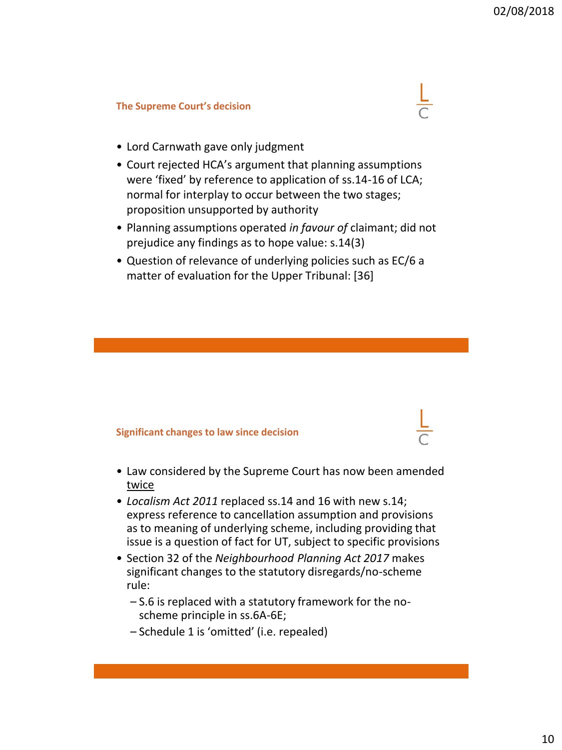## The Supreme Court's decision

- Lord Carnwath gave only judgment
- Court rejected HCA's argument that planning assumptions were 'fixed' by reference to application of ss.14-16 of LCA; normal for interplay to occur between the two stages; proposition unsupported by authority
- Planning assumptions operated *in favour of* claimant; did not prejudice any findings as to hope value: s.14(3)
- Question of relevance of underlying policies such as EC/6 a matter of evaluation for the Upper Tribunal: [36]

## Significant changes to law since decision

- Law considered by the Supreme Court has now been amended <u>twice</u>
- *Localism Act 2011* replaced ss.14 and 16 with new s.14; express reference to cancellation assumption and provisions as to meaning of underlying scheme, including providing that issue is a question of fact for UT, subject to specific provisions
- Section 32 of the *Neighbourhood Planning Act 2017* makes significant changes to the statutory disregards/no-scheme rule:
  - S.6 is replaced with a statutory framework for the no-scheme principle in ss.6A-6E;
  - Schedule 1 is 'omitted' (i.e. repealed)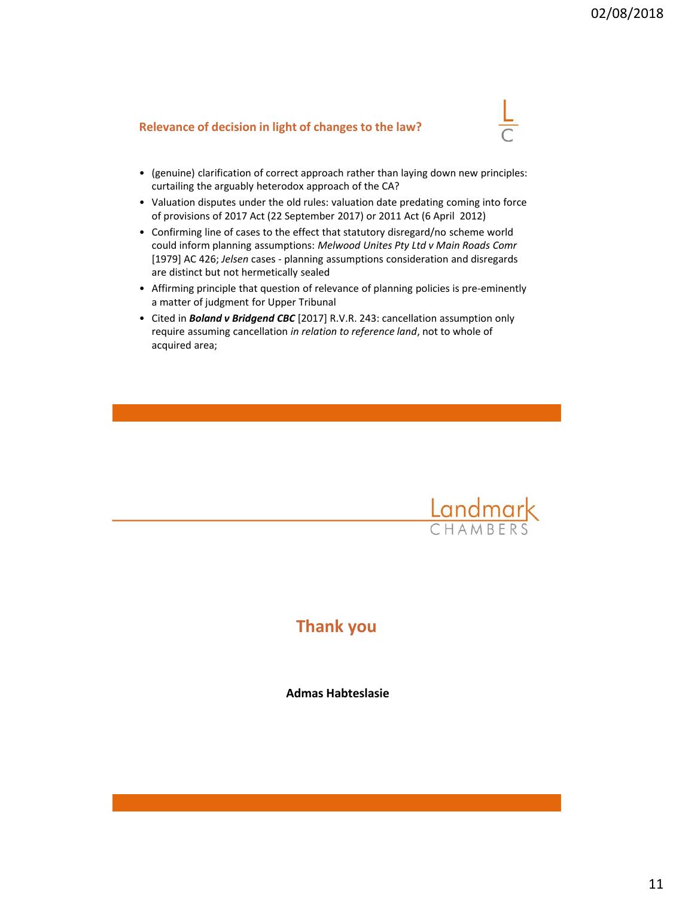## Relevance of decision in light of changes to the law?

- (genuine) clarification of correct approach rather than laying down new principles: curtailing the arguably heterodox approach of the CA?
- Valuation disputes under the old rules: valuation date predating coming into force of provisions of 2017 Act (22 September 2017) or 2011 Act (6 April 2012)
- Confirming line of cases to the effect that statutory disregard/no scheme world could inform planning assumptions: *Melwood Unites Pty Ltd v Main Roads Comr* [1979] AC 426; *Jelsen* cases - planning assumptions consideration and disregards are distinct but not hermetically sealed
- Affirming principle that question of relevance of planning policies is pre-eminently a matter of judgment for Upper Tribunal
- Cited in ***Boland v Bridgend CBC*** [2017] R.V.R. 243: cancellation assumption only require assuming cancellation *in relation to reference land*, not to whole of acquired area;

Landmark CHAMBERS

## Thank you

**Admas Habteslasie**